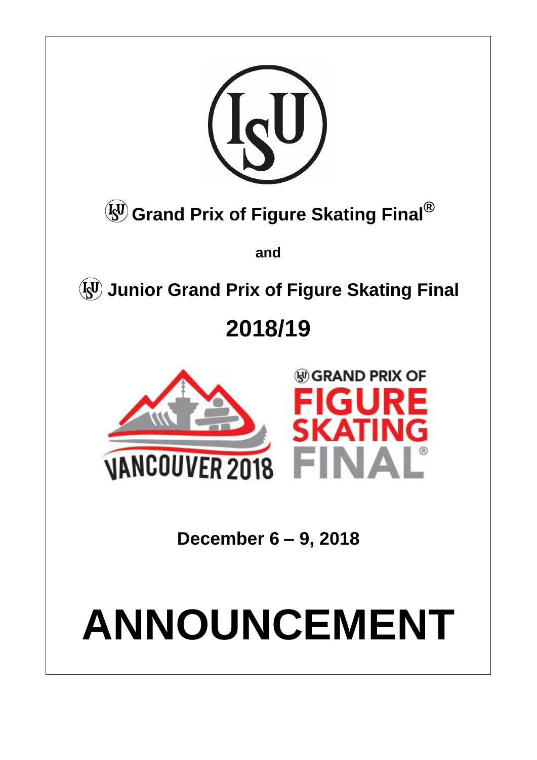# ISU Grand Prix of Figure Skating Final®

**and**

# ISU Junior Grand Prix of Figure Skating Final

# 2018/19

ISU GRAND PRIX OF FIGURE SKATING FINAL®

VANCOUVER 2018

**December 6 – 9, 2018**

# ANNOUNCEMENT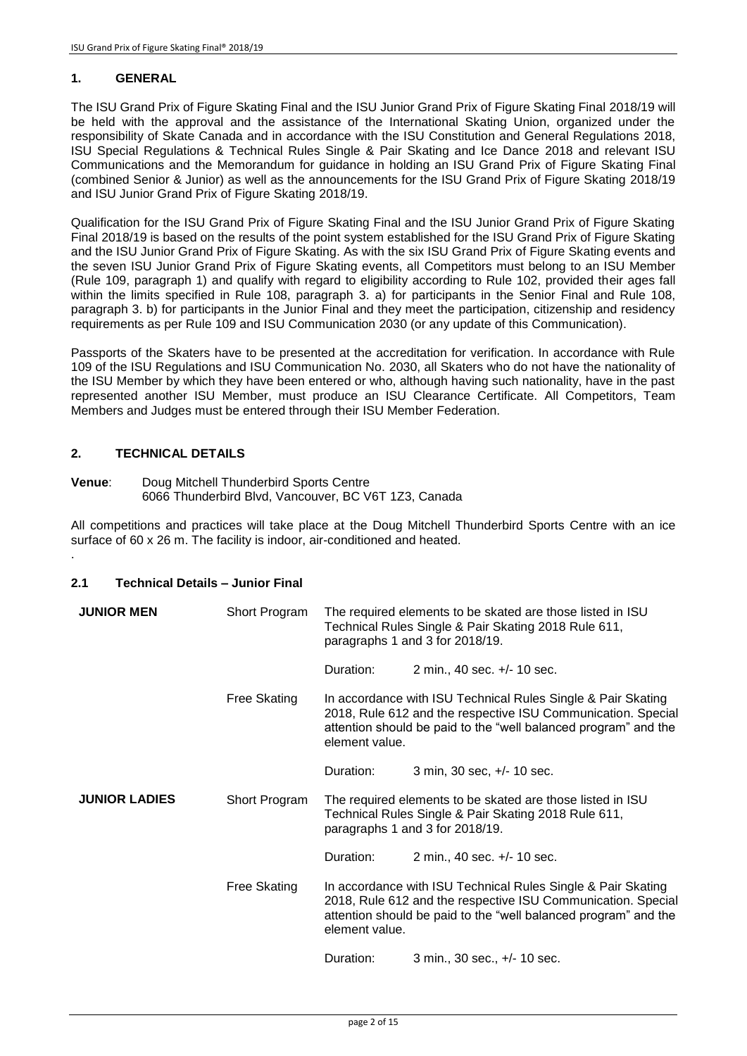## 1. GENERAL

The ISU Grand Prix of Figure Skating Final and the ISU Junior Grand Prix of Figure Skating Final 2018/19 will be held with the approval and the assistance of the International Skating Union, organized under the responsibility of Skate Canada and in accordance with the ISU Constitution and General Regulations 2018, ISU Special Regulations & Technical Rules Single & Pair Skating and Ice Dance 2018 and relevant ISU Communications and the Memorandum for guidance in holding an ISU Grand Prix of Figure Skating Final (combined Senior & Junior) as well as the announcements for the ISU Grand Prix of Figure Skating 2018/19 and ISU Junior Grand Prix of Figure Skating 2018/19.

Qualification for the ISU Grand Prix of Figure Skating Final and the ISU Junior Grand Prix of Figure Skating Final 2018/19 is based on the results of the point system established for the ISU Grand Prix of Figure Skating and the ISU Junior Grand Prix of Figure Skating. As with the six ISU Grand Prix of Figure Skating events and the seven ISU Junior Grand Prix of Figure Skating events, all Competitors must belong to an ISU Member (Rule 109, paragraph 1) and qualify with regard to eligibility according to Rule 102, provided their ages fall within the limits specified in Rule 108, paragraph 3. a) for participants in the Senior Final and Rule 108, paragraph 3. b) for participants in the Junior Final and they meet the participation, citizenship and residency requirements as per Rule 109 and ISU Communication 2030 (or any update of this Communication).

Passports of the Skaters have to be presented at the accreditation for verification. In accordance with Rule 109 of the ISU Regulations and ISU Communication No. 2030, all Skaters who do not have the nationality of the ISU Member by which they have been entered or who, although having such nationality, have in the past represented another ISU Member, must produce an ISU Clearance Certificate. All Competitors, Team Members and Judges must be entered through their ISU Member Federation.

## 2. TECHNICAL DETAILS

**Venue**: Doug Mitchell Thunderbird Sports Centre
6066 Thunderbird Blvd, Vancouver, BC V6T 1Z3, Canada

All competitions and practices will take place at the Doug Mitchell Thunderbird Sports Centre with an ice surface of 60 x 26 m. The facility is indoor, air-conditioned and heated.

.

### 2.1 Technical Details – Junior Final

| | | |
|---|---|---|
| **JUNIOR MEN** | Short Program | The required elements to be skated are those listed in ISU Technical Rules Single & Pair Skating 2018 Rule 611, paragraphs 1 and 3 for 2018/19.<br><br>Duration: 2 min., 40 sec. +/- 10 sec. |
| | Free Skating | In accordance with ISU Technical Rules Single & Pair Skating 2018, Rule 612 and the respective ISU Communication. Special attention should be paid to the "well balanced program" and the element value.<br><br>Duration: 3 min, 30 sec, +/- 10 sec. |
| **JUNIOR LADIES** | Short Program | The required elements to be skated are those listed in ISU Technical Rules Single & Pair Skating 2018 Rule 611, paragraphs 1 and 3 for 2018/19.<br><br>Duration: 2 min., 40 sec. +/- 10 sec. |
| | Free Skating | In accordance with ISU Technical Rules Single & Pair Skating 2018, Rule 612 and the respective ISU Communication. Special attention should be paid to the "well balanced program" and the element value.<br><br>Duration: 3 min., 30 sec., +/- 10 sec. |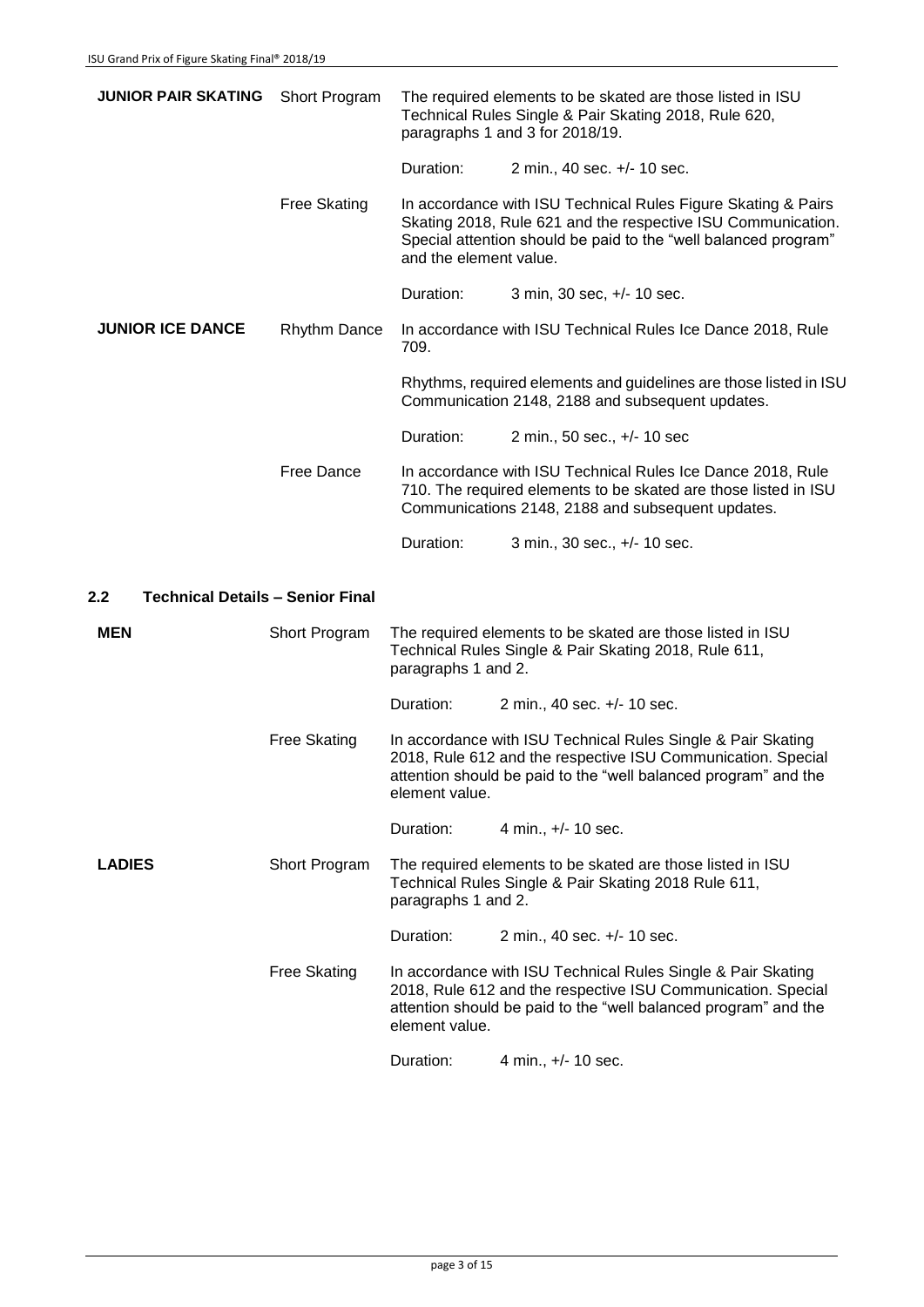| | | | |
|---|---|---|---|
| **JUNIOR PAIR SKATING** | Short Program | The required elements to be skated are those listed in ISU Technical Rules Single & Pair Skating 2018, Rule 620, paragraphs 1 and 3 for 2018/19. | |
| | | Duration: | 2 min., 40 sec. +/- 10 sec. |
| | Free Skating | In accordance with ISU Technical Rules Figure Skating & Pairs Skating 2018, Rule 621 and the respective ISU Communication. Special attention should be paid to the "well balanced program" and the element value. | |
| | | Duration: | 3 min, 30 sec, +/- 10 sec. |
| **JUNIOR ICE DANCE** | Rhythm Dance | In accordance with ISU Technical Rules Ice Dance 2018, Rule 709. | |
| | | Rhythms, required elements and guidelines are those listed in ISU Communication 2148, 2188 and subsequent updates. | |
| | | Duration: | 2 min., 50 sec., +/- 10 sec |
| | Free Dance | In accordance with ISU Technical Rules Ice Dance 2018, Rule 710. The required elements to be skated are those listed in ISU Communications 2148, 2188 and subsequent updates. | |
| | | Duration: | 3 min., 30 sec., +/- 10 sec. |

## 2.2 Technical Details – Senior Final

| | | | |
|---|---|---|---|
| **MEN** | Short Program | The required elements to be skated are those listed in ISU Technical Rules Single & Pair Skating 2018, Rule 611, paragraphs 1 and 2. | |
| | | Duration: | 2 min., 40 sec. +/- 10 sec. |
| | Free Skating | In accordance with ISU Technical Rules Single & Pair Skating 2018, Rule 612 and the respective ISU Communication. Special attention should be paid to the "well balanced program" and the element value. | |
| | | Duration: | 4 min., +/- 10 sec. |
| **LADIES** | Short Program | The required elements to be skated are those listed in ISU Technical Rules Single & Pair Skating 2018 Rule 611, paragraphs 1 and 2. | |
| | | Duration: | 2 min., 40 sec. +/- 10 sec. |
| | Free Skating | In accordance with ISU Technical Rules Single & Pair Skating 2018, Rule 612 and the respective ISU Communication. Special attention should be paid to the "well balanced program" and the element value. | |
| | | Duration: | 4 min., +/- 10 sec. |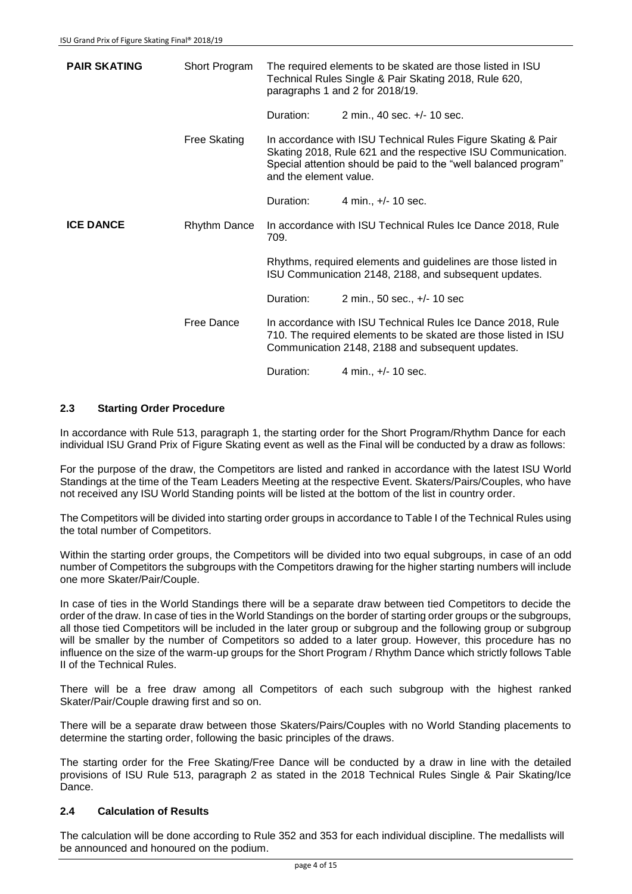| | | | |
|---|---|---|---|
| **PAIR SKATING** | Short Program | The required elements to be skated are those listed in ISU Technical Rules Single & Pair Skating 2018, Rule 620, paragraphs 1 and 2 for 2018/19. | |
| | | Duration: | 2 min., 40 sec. +/- 10 sec. |
| | Free Skating | In accordance with ISU Technical Rules Figure Skating & Pair Skating 2018, Rule 621 and the respective ISU Communication. Special attention should be paid to the "well balanced program" and the element value. | |
| | | Duration: | 4 min., +/- 10 sec. |
| **ICE DANCE** | Rhythm Dance | In accordance with ISU Technical Rules Ice Dance 2018, Rule 709. | |
| | | Rhythms, required elements and guidelines are those listed in ISU Communication 2148, 2188, and subsequent updates. | |
| | | Duration: | 2 min., 50 sec., +/- 10 sec |
| | Free Dance | In accordance with ISU Technical Rules Ice Dance 2018, Rule 710. The required elements to be skated are those listed in ISU Communication 2148, 2188 and subsequent updates. | |
| | | Duration: | 4 min., +/- 10 sec. |

### 2.3 Starting Order Procedure

In accordance with Rule 513, paragraph 1, the starting order for the Short Program/Rhythm Dance for each individual ISU Grand Prix of Figure Skating event as well as the Final will be conducted by a draw as follows:

For the purpose of the draw, the Competitors are listed and ranked in accordance with the latest ISU World Standings at the time of the Team Leaders Meeting at the respective Event. Skaters/Pairs/Couples, who have not received any ISU World Standing points will be listed at the bottom of the list in country order.

The Competitors will be divided into starting order groups in accordance to Table I of the Technical Rules using the total number of Competitors.

Within the starting order groups, the Competitors will be divided into two equal subgroups, in case of an odd number of Competitors the subgroups with the Competitors drawing for the higher starting numbers will include one more Skater/Pair/Couple.

In case of ties in the World Standings there will be a separate draw between tied Competitors to decide the order of the draw. In case of ties in the World Standings on the border of starting order groups or the subgroups, all those tied Competitors will be included in the later group or subgroup and the following group or subgroup will be smaller by the number of Competitors so added to a later group. However, this procedure has no influence on the size of the warm-up groups for the Short Program / Rhythm Dance which strictly follows Table II of the Technical Rules.

There will be a free draw among all Competitors of each such subgroup with the highest ranked Skater/Pair/Couple drawing first and so on.

There will be a separate draw between those Skaters/Pairs/Couples with no World Standing placements to determine the starting order, following the basic principles of the draws.

The starting order for the Free Skating/Free Dance will be conducted by a draw in line with the detailed provisions of ISU Rule 513, paragraph 2 as stated in the 2018 Technical Rules Single & Pair Skating/Ice Dance.

### 2.4 Calculation of Results

The calculation will be done according to Rule 352 and 353 for each individual discipline. The medallists will be announced and honoured on the podium.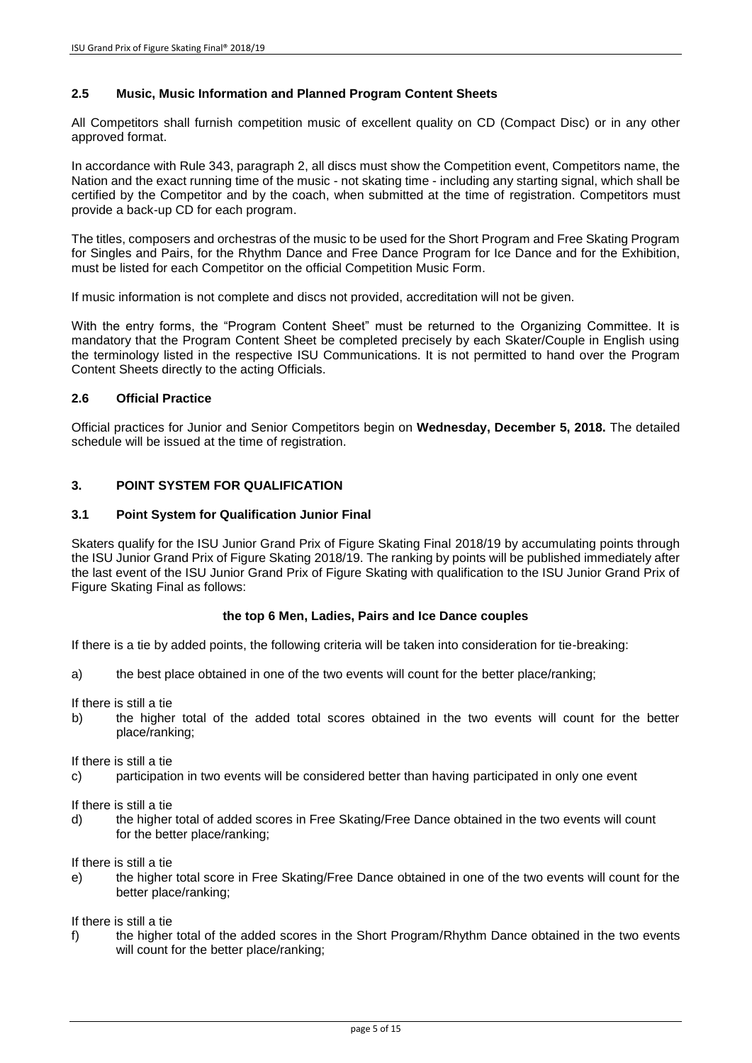### 2.5 Music, Music Information and Planned Program Content Sheets

All Competitors shall furnish competition music of excellent quality on CD (Compact Disc) or in any other approved format.

In accordance with Rule 343, paragraph 2, all discs must show the Competition event, Competitors name, the Nation and the exact running time of the music - not skating time - including any starting signal, which shall be certified by the Competitor and by the coach, when submitted at the time of registration. Competitors must provide a back-up CD for each program.

The titles, composers and orchestras of the music to be used for the Short Program and Free Skating Program for Singles and Pairs, for the Rhythm Dance and Free Dance Program for Ice Dance and for the Exhibition, must be listed for each Competitor on the official Competition Music Form.

If music information is not complete and discs not provided, accreditation will not be given.

With the entry forms, the "Program Content Sheet" must be returned to the Organizing Committee. It is mandatory that the Program Content Sheet be completed precisely by each Skater/Couple in English using the terminology listed in the respective ISU Communications. It is not permitted to hand over the Program Content Sheets directly to the acting Officials.

### 2.6 Official Practice

Official practices for Junior and Senior Competitors begin on **Wednesday, December 5, 2018.** The detailed schedule will be issued at the time of registration.

## 3. POINT SYSTEM FOR QUALIFICATION

### 3.1 Point System for Qualification Junior Final

Skaters qualify for the ISU Junior Grand Prix of Figure Skating Final 2018/19 by accumulating points through the ISU Junior Grand Prix of Figure Skating 2018/19. The ranking by points will be published immediately after the last event of the ISU Junior Grand Prix of Figure Skating with qualification to the ISU Junior Grand Prix of Figure Skating Final as follows:

**the top 6 Men, Ladies, Pairs and Ice Dance couples**

If there is a tie by added points, the following criteria will be taken into consideration for tie-breaking:

a) the best place obtained in one of the two events will count for the better place/ranking;

If there is still a tie

b) the higher total of the added total scores obtained in the two events will count for the better place/ranking;

If there is still a tie

c) participation in two events will be considered better than having participated in only one event

If there is still a tie

d) the higher total of added scores in Free Skating/Free Dance obtained in the two events will count for the better place/ranking;

If there is still a tie

e) the higher total score in Free Skating/Free Dance obtained in one of the two events will count for the better place/ranking;

If there is still a tie

f) the higher total of the added scores in the Short Program/Rhythm Dance obtained in the two events will count for the better place/ranking;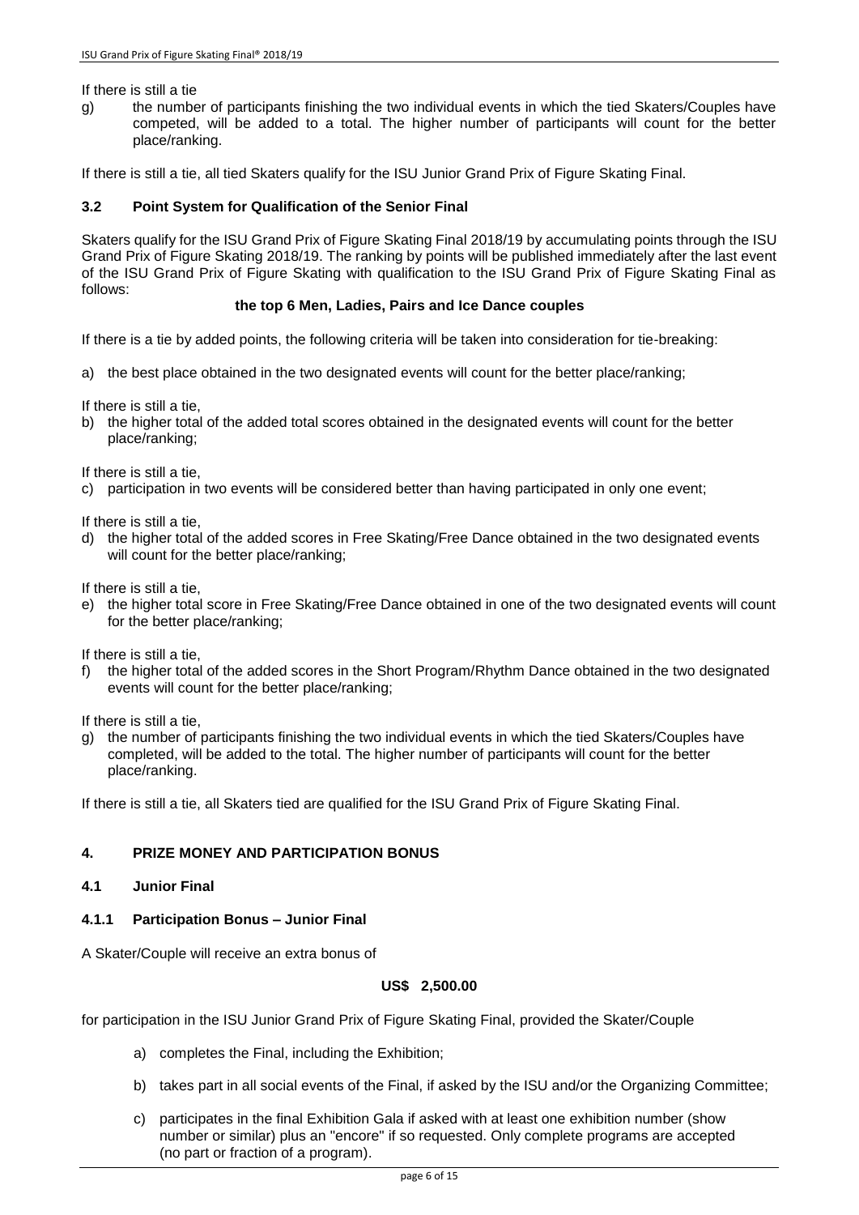If there is still a tie

g) the number of participants finishing the two individual events in which the tied Skaters/Couples have competed, will be added to a total. The higher number of participants will count for the better place/ranking.

If there is still a tie, all tied Skaters qualify for the ISU Junior Grand Prix of Figure Skating Final.

### 3.2 Point System for Qualification of the Senior Final

Skaters qualify for the ISU Grand Prix of Figure Skating Final 2018/19 by accumulating points through the ISU Grand Prix of Figure Skating 2018/19. The ranking by points will be published immediately after the last event of the ISU Grand Prix of Figure Skating with qualification to the ISU Grand Prix of Figure Skating Final as follows:

**the top 6 Men, Ladies, Pairs and Ice Dance couples**

If there is a tie by added points, the following criteria will be taken into consideration for tie-breaking:

a) the best place obtained in the two designated events will count for the better place/ranking;

If there is still a tie,

b) the higher total of the added total scores obtained in the designated events will count for the better place/ranking;

If there is still a tie,

c) participation in two events will be considered better than having participated in only one event;

If there is still a tie,

d) the higher total of the added scores in Free Skating/Free Dance obtained in the two designated events will count for the better place/ranking;

If there is still a tie,

e) the higher total score in Free Skating/Free Dance obtained in one of the two designated events will count for the better place/ranking;

If there is still a tie,

f) the higher total of the added scores in the Short Program/Rhythm Dance obtained in the two designated events will count for the better place/ranking;

If there is still a tie,

g) the number of participants finishing the two individual events in which the tied Skaters/Couples have completed, will be added to the total. The higher number of participants will count for the better place/ranking.

If there is still a tie, all Skaters tied are qualified for the ISU Grand Prix of Figure Skating Final.

## 4. PRIZE MONEY AND PARTICIPATION BONUS

### 4.1 Junior Final

#### 4.1.1 Participation Bonus – Junior Final

A Skater/Couple will receive an extra bonus of

**US$ 2,500.00**

for participation in the ISU Junior Grand Prix of Figure Skating Final, provided the Skater/Couple

a) completes the Final, including the Exhibition;

b) takes part in all social events of the Final, if asked by the ISU and/or the Organizing Committee;

c) participates in the final Exhibition Gala if asked with at least one exhibition number (show number or similar) plus an "encore" if so requested. Only complete programs are accepted (no part or fraction of a program).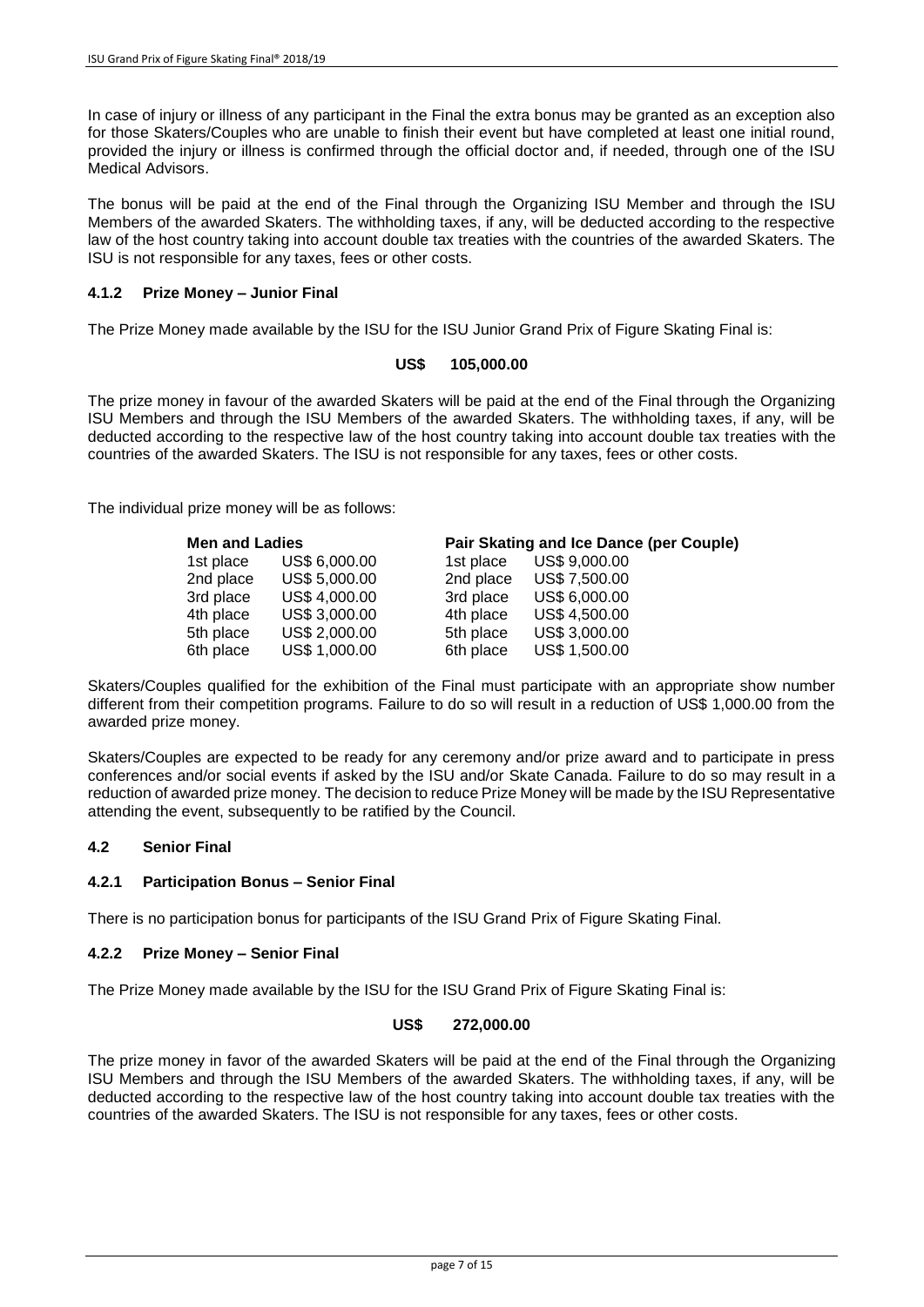In case of injury or illness of any participant in the Final the extra bonus may be granted as an exception also for those Skaters/Couples who are unable to finish their event but have completed at least one initial round, provided the injury or illness is confirmed through the official doctor and, if needed, through one of the ISU Medical Advisors.

The bonus will be paid at the end of the Final through the Organizing ISU Member and through the ISU Members of the awarded Skaters. The withholding taxes, if any, will be deducted according to the respective law of the host country taking into account double tax treaties with the countries of the awarded Skaters. The ISU is not responsible for any taxes, fees or other costs.

#### 4.1.2 Prize Money – Junior Final

The Prize Money made available by the ISU for the ISU Junior Grand Prix of Figure Skating Final is:

**US$ 105,000.00**

The prize money in favour of the awarded Skaters will be paid at the end of the Final through the Organizing ISU Members and through the ISU Members of the awarded Skaters. The withholding taxes, if any, will be deducted according to the respective law of the host country taking into account double tax treaties with the countries of the awarded Skaters. The ISU is not responsible for any taxes, fees or other costs.

The individual prize money will be as follows:

| **Men and Ladies** | | **Pair Skating and Ice Dance (per Couple)** | |
|---|---|---|---|
| 1st place | US$ 6,000.00 | 1st place | US$ 9,000.00 |
| 2nd place | US$ 5,000.00 | 2nd place | US$ 7,500.00 |
| 3rd place | US$ 4,000.00 | 3rd place | US$ 6,000.00 |
| 4th place | US$ 3,000.00 | 4th place | US$ 4,500.00 |
| 5th place | US$ 2,000.00 | 5th place | US$ 3,000.00 |
| 6th place | US$ 1,000.00 | 6th place | US$ 1,500.00 |

Skaters/Couples qualified for the exhibition of the Final must participate with an appropriate show number different from their competition programs. Failure to do so will result in a reduction of US$ 1,000.00 from the awarded prize money.

Skaters/Couples are expected to be ready for any ceremony and/or prize award and to participate in press conferences and/or social events if asked by the ISU and/or Skate Canada. Failure to do so may result in a reduction of awarded prize money. The decision to reduce Prize Money will be made by the ISU Representative attending the event, subsequently to be ratified by the Council.

### 4.2 Senior Final

#### 4.2.1 Participation Bonus – Senior Final

There is no participation bonus for participants of the ISU Grand Prix of Figure Skating Final.

#### 4.2.2 Prize Money – Senior Final

The Prize Money made available by the ISU for the ISU Grand Prix of Figure Skating Final is:

**US$ 272,000.00**

The prize money in favor of the awarded Skaters will be paid at the end of the Final through the Organizing ISU Members and through the ISU Members of the awarded Skaters. The withholding taxes, if any, will be deducted according to the respective law of the host country taking into account double tax treaties with the countries of the awarded Skaters. The ISU is not responsible for any taxes, fees or other costs.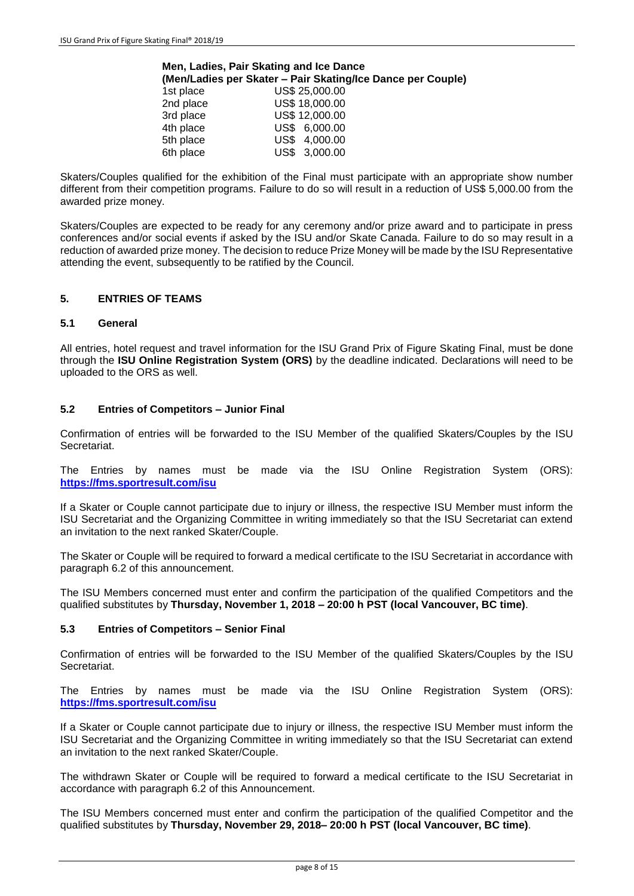**Men, Ladies, Pair Skating and Ice Dance**
**(Men/Ladies per Skater – Pair Skating/Ice Dance per Couple)**

| | |
|---|---|
| 1st place | US$ 25,000.00 |
| 2nd place | US$ 18,000.00 |
| 3rd place | US$ 12,000.00 |
| 4th place | US$ 6,000.00 |
| 5th place | US$ 4,000.00 |
| 6th place | US$ 3,000.00 |

Skaters/Couples qualified for the exhibition of the Final must participate with an appropriate show number different from their competition programs. Failure to do so will result in a reduction of US$ 5,000.00 from the awarded prize money.

Skaters/Couples are expected to be ready for any ceremony and/or prize award and to participate in press conferences and/or social events if asked by the ISU and/or Skate Canada. Failure to do so may result in a reduction of awarded prize money. The decision to reduce Prize Money will be made by the ISU Representative attending the event, subsequently to be ratified by the Council.

## 5. ENTRIES OF TEAMS

### 5.1 General

All entries, hotel request and travel information for the ISU Grand Prix of Figure Skating Final, must be done through the **ISU Online Registration System (ORS)** by the deadline indicated. Declarations will need to be uploaded to the ORS as well.

### 5.2 Entries of Competitors – Junior Final

Confirmation of entries will be forwarded to the ISU Member of the qualified Skaters/Couples by the ISU Secretariat.

The Entries by names must be made via the ISU Online Registration System (ORS): **https://fms.sportresult.com/isu**

If a Skater or Couple cannot participate due to injury or illness, the respective ISU Member must inform the ISU Secretariat and the Organizing Committee in writing immediately so that the ISU Secretariat can extend an invitation to the next ranked Skater/Couple.

The Skater or Couple will be required to forward a medical certificate to the ISU Secretariat in accordance with paragraph 6.2 of this announcement.

The ISU Members concerned must enter and confirm the participation of the qualified Competitors and the qualified substitutes by **Thursday, November 1, 2018 – 20:00 h PST (local Vancouver, BC time)**.

### 5.3 Entries of Competitors – Senior Final

Confirmation of entries will be forwarded to the ISU Member of the qualified Skaters/Couples by the ISU Secretariat.

The Entries by names must be made via the ISU Online Registration System (ORS): **https://fms.sportresult.com/isu**

If a Skater or Couple cannot participate due to injury or illness, the respective ISU Member must inform the ISU Secretariat and the Organizing Committee in writing immediately so that the ISU Secretariat can extend an invitation to the next ranked Skater/Couple.

The withdrawn Skater or Couple will be required to forward a medical certificate to the ISU Secretariat in accordance with paragraph 6.2 of this Announcement.

The ISU Members concerned must enter and confirm the participation of the qualified Competitor and the qualified substitutes by **Thursday, November 29, 2018– 20:00 h PST (local Vancouver, BC time)**.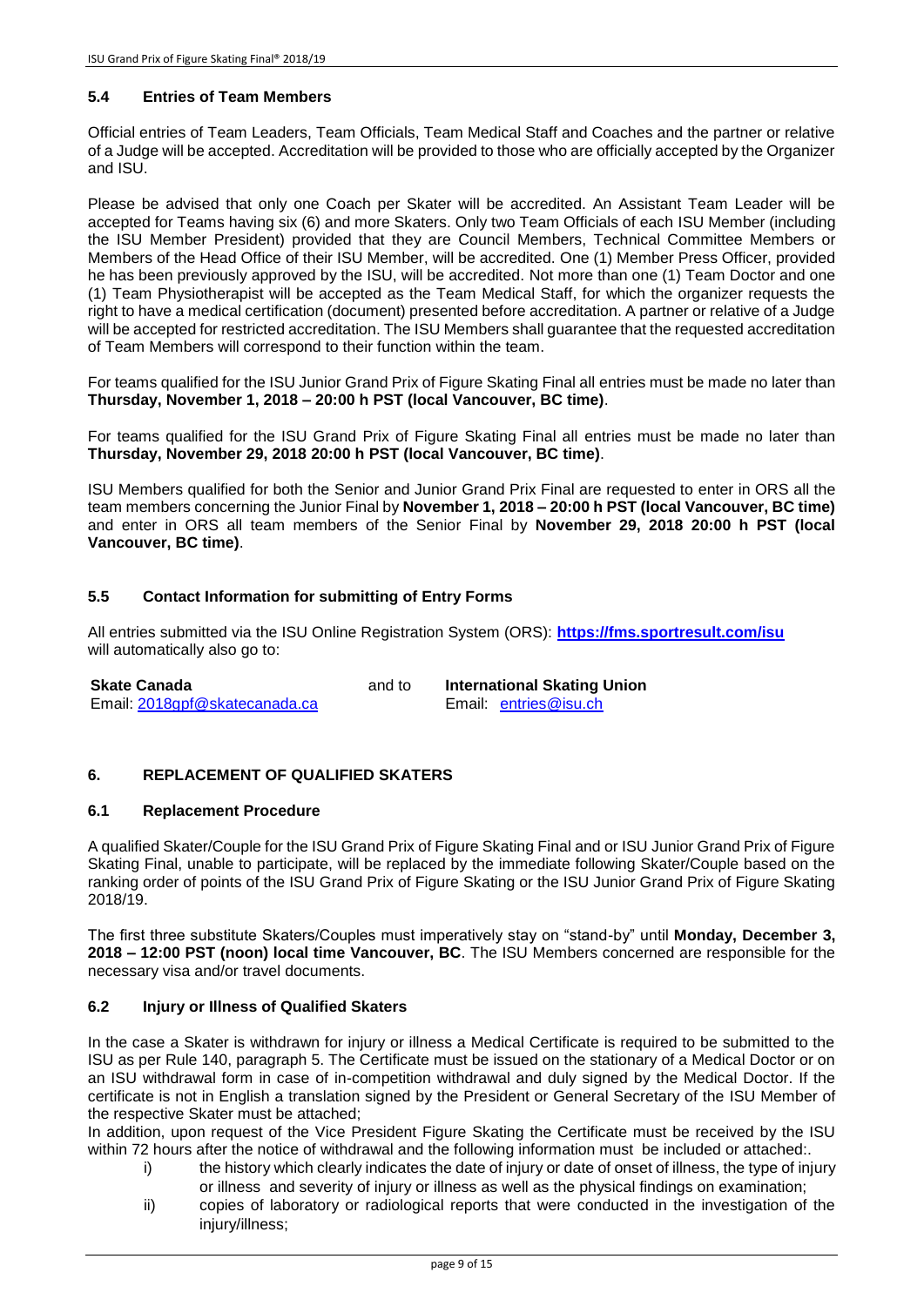### 5.4 Entries of Team Members

Official entries of Team Leaders, Team Officials, Team Medical Staff and Coaches and the partner or relative of a Judge will be accepted. Accreditation will be provided to those who are officially accepted by the Organizer and ISU.

Please be advised that only one Coach per Skater will be accredited. An Assistant Team Leader will be accepted for Teams having six (6) and more Skaters. Only two Team Officials of each ISU Member (including the ISU Member President) provided that they are Council Members, Technical Committee Members or Members of the Head Office of their ISU Member, will be accredited. One (1) Member Press Officer, provided he has been previously approved by the ISU, will be accredited. Not more than one (1) Team Doctor and one (1) Team Physiotherapist will be accepted as the Team Medical Staff, for which the organizer requests the right to have a medical certification (document) presented before accreditation. A partner or relative of a Judge will be accepted for restricted accreditation. The ISU Members shall guarantee that the requested accreditation of Team Members will correspond to their function within the team.

For teams qualified for the ISU Junior Grand Prix of Figure Skating Final all entries must be made no later than **Thursday, November 1, 2018 – 20:00 h PST (local Vancouver, BC time)**.

For teams qualified for the ISU Grand Prix of Figure Skating Final all entries must be made no later than **Thursday, November 29, 2018 20:00 h PST (local Vancouver, BC time)**.

ISU Members qualified for both the Senior and Junior Grand Prix Final are requested to enter in ORS all the team members concerning the Junior Final by **November 1, 2018 – 20:00 h PST (local Vancouver, BC time)** and enter in ORS all team members of the Senior Final by **November 29, 2018 20:00 h PST (local Vancouver, BC time)**.

### 5.5 Contact Information for submitting of Entry Forms

All entries submitted via the ISU Online Registration System (ORS): **https://fms.sportresult.com/isu** will automatically also go to:

| **Skate Canada** | and to | **International Skating Union** |
|---|---|---|
| Email: 2018gpf@skatecanada.ca | | Email: entries@isu.ch |

## 6. REPLACEMENT OF QUALIFIED SKATERS

### 6.1 Replacement Procedure

A qualified Skater/Couple for the ISU Grand Prix of Figure Skating Final and or ISU Junior Grand Prix of Figure Skating Final, unable to participate, will be replaced by the immediate following Skater/Couple based on the ranking order of points of the ISU Grand Prix of Figure Skating or the ISU Junior Grand Prix of Figure Skating 2018/19.

The first three substitute Skaters/Couples must imperatively stay on "stand-by" until **Monday, December 3, 2018 – 12:00 PST (noon) local time Vancouver, BC**. The ISU Members concerned are responsible for the necessary visa and/or travel documents.

### 6.2 Injury or Illness of Qualified Skaters

In the case a Skater is withdrawn for injury or illness a Medical Certificate is required to be submitted to the ISU as per Rule 140, paragraph 5. The Certificate must be issued on the stationary of a Medical Doctor or on an ISU withdrawal form in case of in-competition withdrawal and duly signed by the Medical Doctor. If the certificate is not in English a translation signed by the President or General Secretary of the ISU Member of the respective Skater must be attached;

In addition, upon request of the Vice President Figure Skating the Certificate must be received by the ISU within 72 hours after the notice of withdrawal and the following information must be included or attached:.

- i) the history which clearly indicates the date of injury or date of onset of illness, the type of injury or illness and severity of injury or illness as well as the physical findings on examination;
- ii) copies of laboratory or radiological reports that were conducted in the investigation of the injury/illness;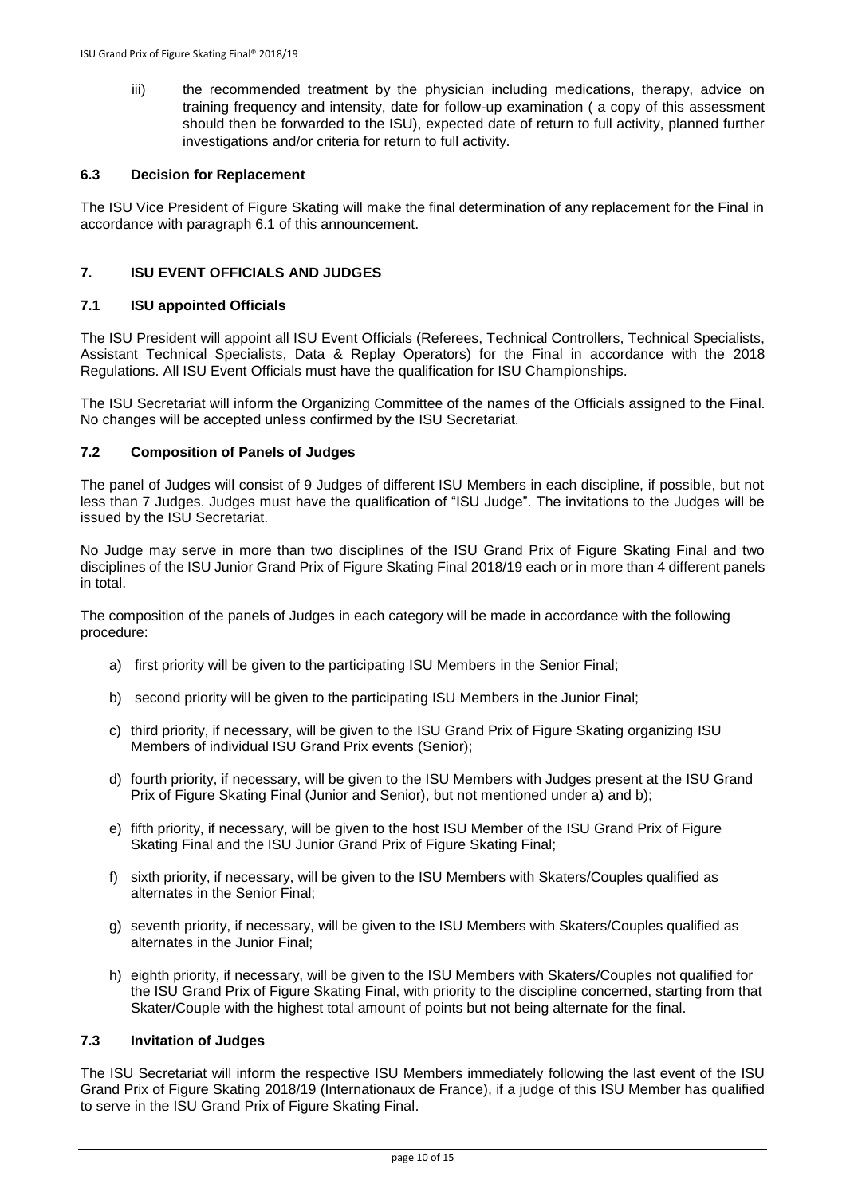iii) the recommended treatment by the physician including medications, therapy, advice on training frequency and intensity, date for follow-up examination ( a copy of this assessment should then be forwarded to the ISU), expected date of return to full activity, planned further investigations and/or criteria for return to full activity.

### 6.3 Decision for Replacement

The ISU Vice President of Figure Skating will make the final determination of any replacement for the Final in accordance with paragraph 6.1 of this announcement.

## 7. ISU EVENT OFFICIALS AND JUDGES

### 7.1 ISU appointed Officials

The ISU President will appoint all ISU Event Officials (Referees, Technical Controllers, Technical Specialists, Assistant Technical Specialists, Data & Replay Operators) for the Final in accordance with the 2018 Regulations. All ISU Event Officials must have the qualification for ISU Championships.

The ISU Secretariat will inform the Organizing Committee of the names of the Officials assigned to the Final. No changes will be accepted unless confirmed by the ISU Secretariat.

### 7.2 Composition of Panels of Judges

The panel of Judges will consist of 9 Judges of different ISU Members in each discipline, if possible, but not less than 7 Judges. Judges must have the qualification of "ISU Judge". The invitations to the Judges will be issued by the ISU Secretariat.

No Judge may serve in more than two disciplines of the ISU Grand Prix of Figure Skating Final and two disciplines of the ISU Junior Grand Prix of Figure Skating Final 2018/19 each or in more than 4 different panels in total.

The composition of the panels of Judges in each category will be made in accordance with the following procedure:

a) first priority will be given to the participating ISU Members in the Senior Final;

b) second priority will be given to the participating ISU Members in the Junior Final;

c) third priority, if necessary, will be given to the ISU Grand Prix of Figure Skating organizing ISU Members of individual ISU Grand Prix events (Senior);

d) fourth priority, if necessary, will be given to the ISU Members with Judges present at the ISU Grand Prix of Figure Skating Final (Junior and Senior), but not mentioned under a) and b);

e) fifth priority, if necessary, will be given to the host ISU Member of the ISU Grand Prix of Figure Skating Final and the ISU Junior Grand Prix of Figure Skating Final;

f) sixth priority, if necessary, will be given to the ISU Members with Skaters/Couples qualified as alternates in the Senior Final;

g) seventh priority, if necessary, will be given to the ISU Members with Skaters/Couples qualified as alternates in the Junior Final;

h) eighth priority, if necessary, will be given to the ISU Members with Skaters/Couples not qualified for the ISU Grand Prix of Figure Skating Final, with priority to the discipline concerned, starting from that Skater/Couple with the highest total amount of points but not being alternate for the final.

### 7.3 Invitation of Judges

The ISU Secretariat will inform the respective ISU Members immediately following the last event of the ISU Grand Prix of Figure Skating 2018/19 (Internationaux de France), if a judge of this ISU Member has qualified to serve in the ISU Grand Prix of Figure Skating Final.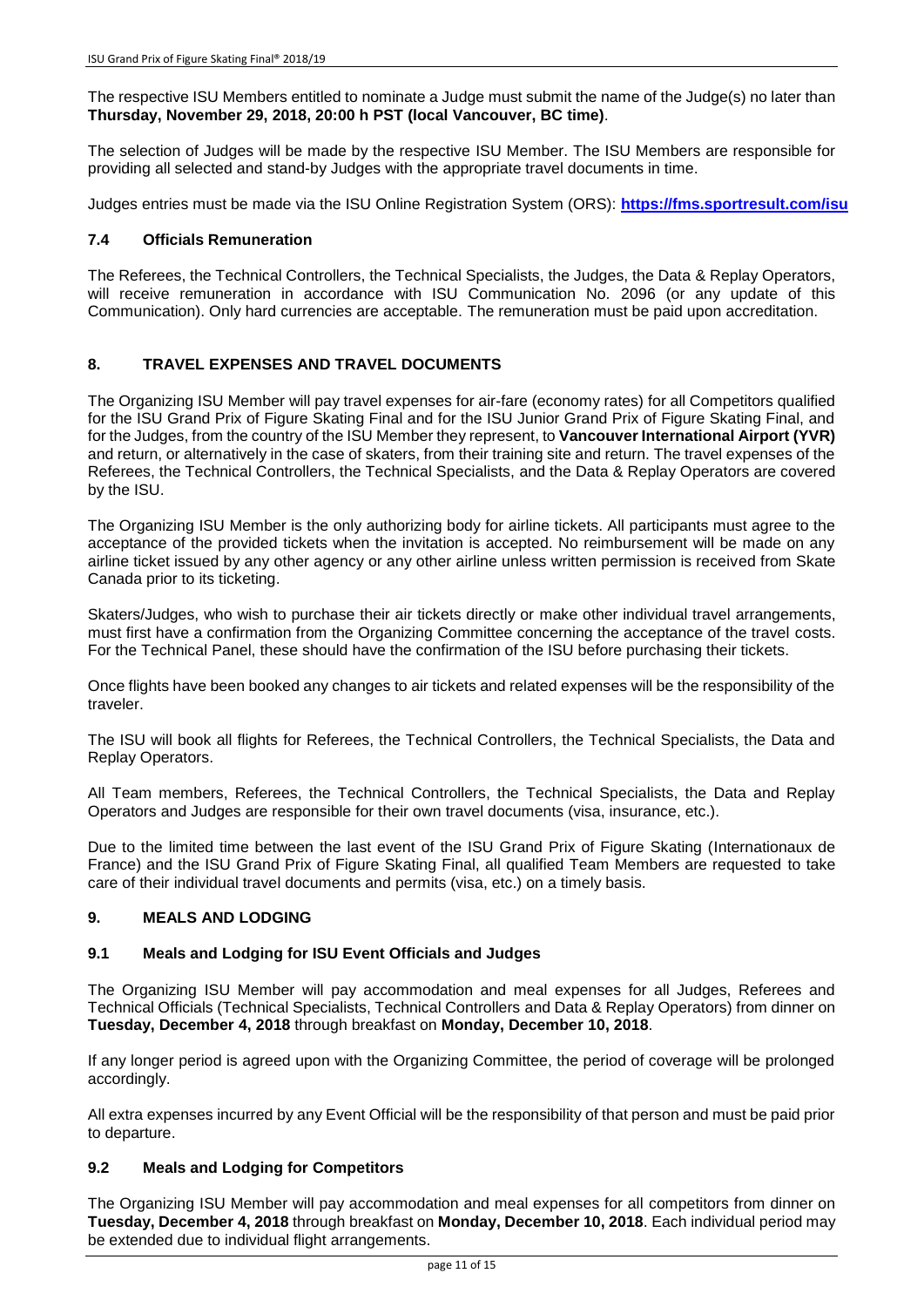The respective ISU Members entitled to nominate a Judge must submit the name of the Judge(s) no later than **Thursday, November 29, 2018, 20:00 h PST (local Vancouver, BC time)**.

The selection of Judges will be made by the respective ISU Member. The ISU Members are responsible for providing all selected and stand-by Judges with the appropriate travel documents in time.

Judges entries must be made via the ISU Online Registration System (ORS): **https://fms.sportresult.com/isu**

### 7.4 Officials Remuneration

The Referees, the Technical Controllers, the Technical Specialists, the Judges, the Data & Replay Operators, will receive remuneration in accordance with ISU Communication No. 2096 (or any update of this Communication). Only hard currencies are acceptable. The remuneration must be paid upon accreditation.

## 8. TRAVEL EXPENSES AND TRAVEL DOCUMENTS

The Organizing ISU Member will pay travel expenses for air-fare (economy rates) for all Competitors qualified for the ISU Grand Prix of Figure Skating Final and for the ISU Junior Grand Prix of Figure Skating Final, and for the Judges, from the country of the ISU Member they represent, to **Vancouver International Airport (YVR)** and return, or alternatively in the case of skaters, from their training site and return. The travel expenses of the Referees, the Technical Controllers, the Technical Specialists, and the Data & Replay Operators are covered by the ISU.

The Organizing ISU Member is the only authorizing body for airline tickets. All participants must agree to the acceptance of the provided tickets when the invitation is accepted. No reimbursement will be made on any airline ticket issued by any other agency or any other airline unless written permission is received from Skate Canada prior to its ticketing.

Skaters/Judges, who wish to purchase their air tickets directly or make other individual travel arrangements, must first have a confirmation from the Organizing Committee concerning the acceptance of the travel costs. For the Technical Panel, these should have the confirmation of the ISU before purchasing their tickets.

Once flights have been booked any changes to air tickets and related expenses will be the responsibility of the traveler.

The ISU will book all flights for Referees, the Technical Controllers, the Technical Specialists, the Data and Replay Operators.

All Team members, Referees, the Technical Controllers, the Technical Specialists, the Data and Replay Operators and Judges are responsible for their own travel documents (visa, insurance, etc.).

Due to the limited time between the last event of the ISU Grand Prix of Figure Skating (Internationaux de France) and the ISU Grand Prix of Figure Skating Final, all qualified Team Members are requested to take care of their individual travel documents and permits (visa, etc.) on a timely basis.

## 9. MEALS AND LODGING

### 9.1 Meals and Lodging for ISU Event Officials and Judges

The Organizing ISU Member will pay accommodation and meal expenses for all Judges, Referees and Technical Officials (Technical Specialists, Technical Controllers and Data & Replay Operators) from dinner on **Tuesday, December 4, 2018** through breakfast on **Monday, December 10, 2018**.

If any longer period is agreed upon with the Organizing Committee, the period of coverage will be prolonged accordingly.

All extra expenses incurred by any Event Official will be the responsibility of that person and must be paid prior to departure.

### 9.2 Meals and Lodging for Competitors

The Organizing ISU Member will pay accommodation and meal expenses for all competitors from dinner on **Tuesday, December 4, 2018** through breakfast on **Monday, December 10, 2018**. Each individual period may be extended due to individual flight arrangements.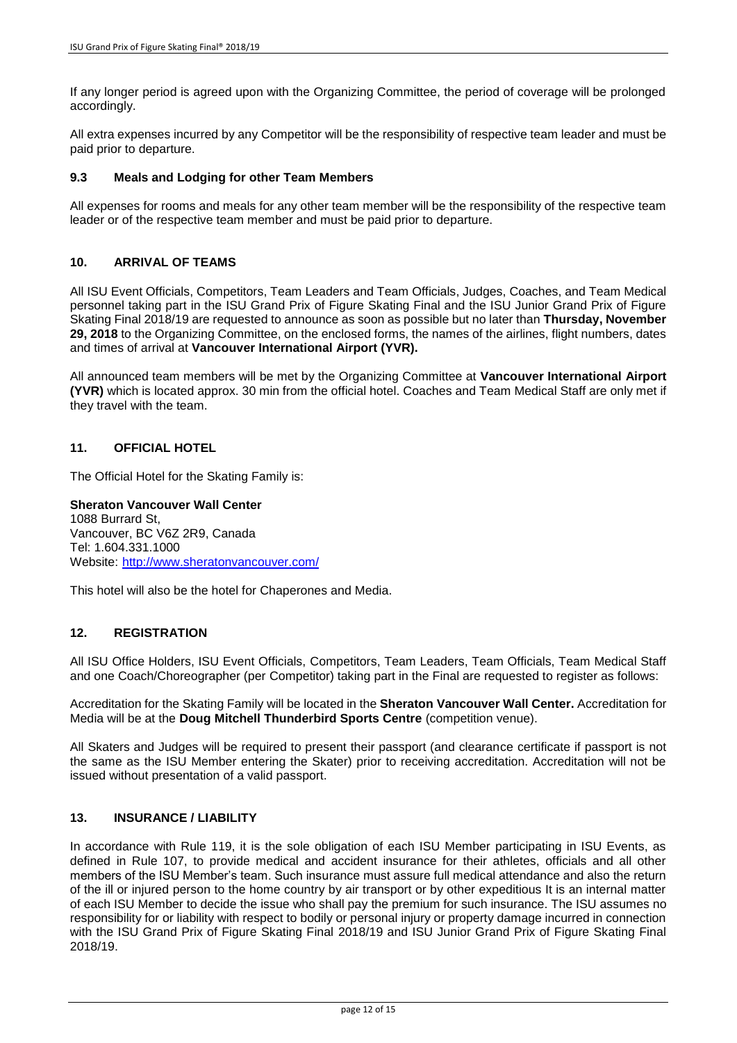If any longer period is agreed upon with the Organizing Committee, the period of coverage will be prolonged accordingly.

All extra expenses incurred by any Competitor will be the responsibility of respective team leader and must be paid prior to departure.

### 9.3 Meals and Lodging for other Team Members

All expenses for rooms and meals for any other team member will be the responsibility of the respective team leader or of the respective team member and must be paid prior to departure.

## 10. ARRIVAL OF TEAMS

All ISU Event Officials, Competitors, Team Leaders and Team Officials, Judges, Coaches, and Team Medical personnel taking part in the ISU Grand Prix of Figure Skating Final and the ISU Junior Grand Prix of Figure Skating Final 2018/19 are requested to announce as soon as possible but no later than **Thursday, November 29, 2018** to the Organizing Committee, on the enclosed forms, the names of the airlines, flight numbers, dates and times of arrival at **Vancouver International Airport (YVR).**

All announced team members will be met by the Organizing Committee at **Vancouver International Airport (YVR)** which is located approx. 30 min from the official hotel. Coaches and Team Medical Staff are only met if they travel with the team.

## 11. OFFICIAL HOTEL

The Official Hotel for the Skating Family is:

**Sheraton Vancouver Wall Center**
1088 Burrard St,
Vancouver, BC V6Z 2R9, Canada
Tel: 1.604.331.1000
Website: http://www.sheratonvancouver.com/

This hotel will also be the hotel for Chaperones and Media.

## 12. REGISTRATION

All ISU Office Holders, ISU Event Officials, Competitors, Team Leaders, Team Officials, Team Medical Staff and one Coach/Choreographer (per Competitor) taking part in the Final are requested to register as follows:

Accreditation for the Skating Family will be located in the **Sheraton Vancouver Wall Center.** Accreditation for Media will be at the **Doug Mitchell Thunderbird Sports Centre** (competition venue).

All Skaters and Judges will be required to present their passport (and clearance certificate if passport is not the same as the ISU Member entering the Skater) prior to receiving accreditation. Accreditation will not be issued without presentation of a valid passport.

## 13. INSURANCE / LIABILITY

In accordance with Rule 119, it is the sole obligation of each ISU Member participating in ISU Events, as defined in Rule 107, to provide medical and accident insurance for their athletes, officials and all other members of the ISU Member's team. Such insurance must assure full medical attendance and also the return of the ill or injured person to the home country by air transport or by other expeditious It is an internal matter of each ISU Member to decide the issue who shall pay the premium for such insurance. The ISU assumes no responsibility for or liability with respect to bodily or personal injury or property damage incurred in connection with the ISU Grand Prix of Figure Skating Final 2018/19 and ISU Junior Grand Prix of Figure Skating Final 2018/19.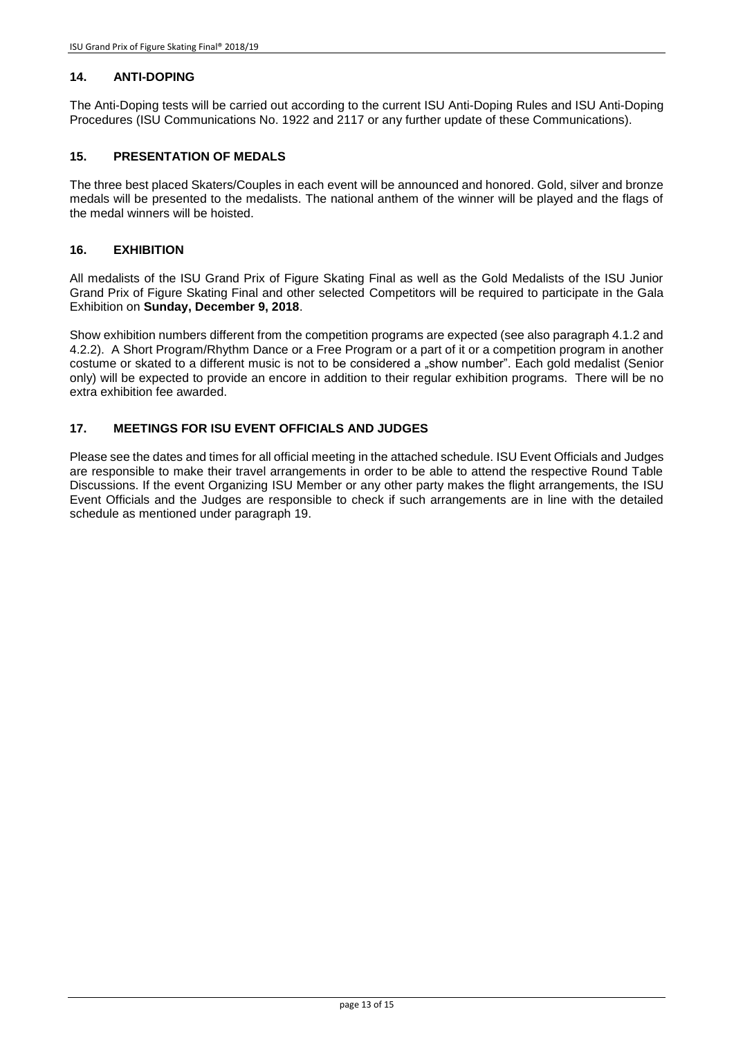## 14. ANTI-DOPING

The Anti-Doping tests will be carried out according to the current ISU Anti-Doping Rules and ISU Anti-Doping Procedures (ISU Communications No. 1922 and 2117 or any further update of these Communications).

## 15. PRESENTATION OF MEDALS

The three best placed Skaters/Couples in each event will be announced and honored. Gold, silver and bronze medals will be presented to the medalists. The national anthem of the winner will be played and the flags of the medal winners will be hoisted.

## 16. EXHIBITION

All medalists of the ISU Grand Prix of Figure Skating Final as well as the Gold Medalists of the ISU Junior Grand Prix of Figure Skating Final and other selected Competitors will be required to participate in the Gala Exhibition on **Sunday, December 9, 2018**.

Show exhibition numbers different from the competition programs are expected (see also paragraph 4.1.2 and 4.2.2). A Short Program/Rhythm Dance or a Free Program or a part of it or a competition program in another costume or skated to a different music is not to be considered a „show number". Each gold medalist (Senior only) will be expected to provide an encore in addition to their regular exhibition programs. There will be no extra exhibition fee awarded.

## 17. MEETINGS FOR ISU EVENT OFFICIALS AND JUDGES

Please see the dates and times for all official meeting in the attached schedule. ISU Event Officials and Judges are responsible to make their travel arrangements in order to be able to attend the respective Round Table Discussions. If the event Organizing ISU Member or any other party makes the flight arrangements, the ISU Event Officials and the Judges are responsible to check if such arrangements are in line with the detailed schedule as mentioned under paragraph 19.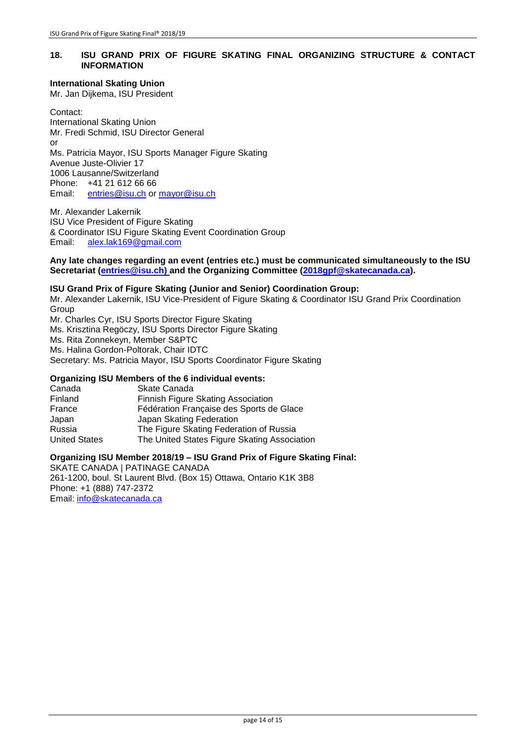## 18. ISU GRAND PRIX OF FIGURE SKATING FINAL ORGANIZING STRUCTURE & CONTACT INFORMATION

**International Skating Union**
Mr. Jan Dijkema, ISU President

Contact:
International Skating Union
Mr. Fredi Schmid, ISU Director General
or
Ms. Patricia Mayor, ISU Sports Manager Figure Skating
Avenue Juste-Olivier 17
1006 Lausanne/Switzerland
Phone: +41 21 612 66 66
Email: entries@isu.ch or mayor@isu.ch

Mr. Alexander Lakernik
ISU Vice President of Figure Skating
& Coordinator ISU Figure Skating Event Coordination Group
Email: alex.lak169@gmail.com

**Any late changes regarding an event (entries etc.) must be communicated simultaneously to the ISU Secretariat (entries@isu.ch) and the Organizing Committee (2018gpf@skatecanada.ca).**

**ISU Grand Prix of Figure Skating (Junior and Senior) Coordination Group:**
Mr. Alexander Lakernik, ISU Vice-President of Figure Skating & Coordinator ISU Grand Prix Coordination Group
Mr. Charles Cyr, ISU Sports Director Figure Skating
Ms. Krisztina Regöczy, ISU Sports Director Figure Skating
Ms. Rita Zonnekeyn, Member S&PTC
Ms. Halina Gordon-Poltorak, Chair IDTC
Secretary: Ms. Patricia Mayor, ISU Sports Coordinator Figure Skating

**Organizing ISU Members of the 6 individual events:**

| | |
|---|---|
| Canada | Skate Canada |
| Finland | Finnish Figure Skating Association |
| France | Fédération Française des Sports de Glace |
| Japan | Japan Skating Federation |
| Russia | The Figure Skating Federation of Russia |
| United States | The United States Figure Skating Association |

**Organizing ISU Member 2018/19 – ISU Grand Prix of Figure Skating Final:**
SKATE CANADA | PATINAGE CANADA
261-1200, boul. St Laurent Blvd. (Box 15) Ottawa, Ontario K1K 3B8
Phone: +1 (888) 747-2372
Email: info@skatecanada.ca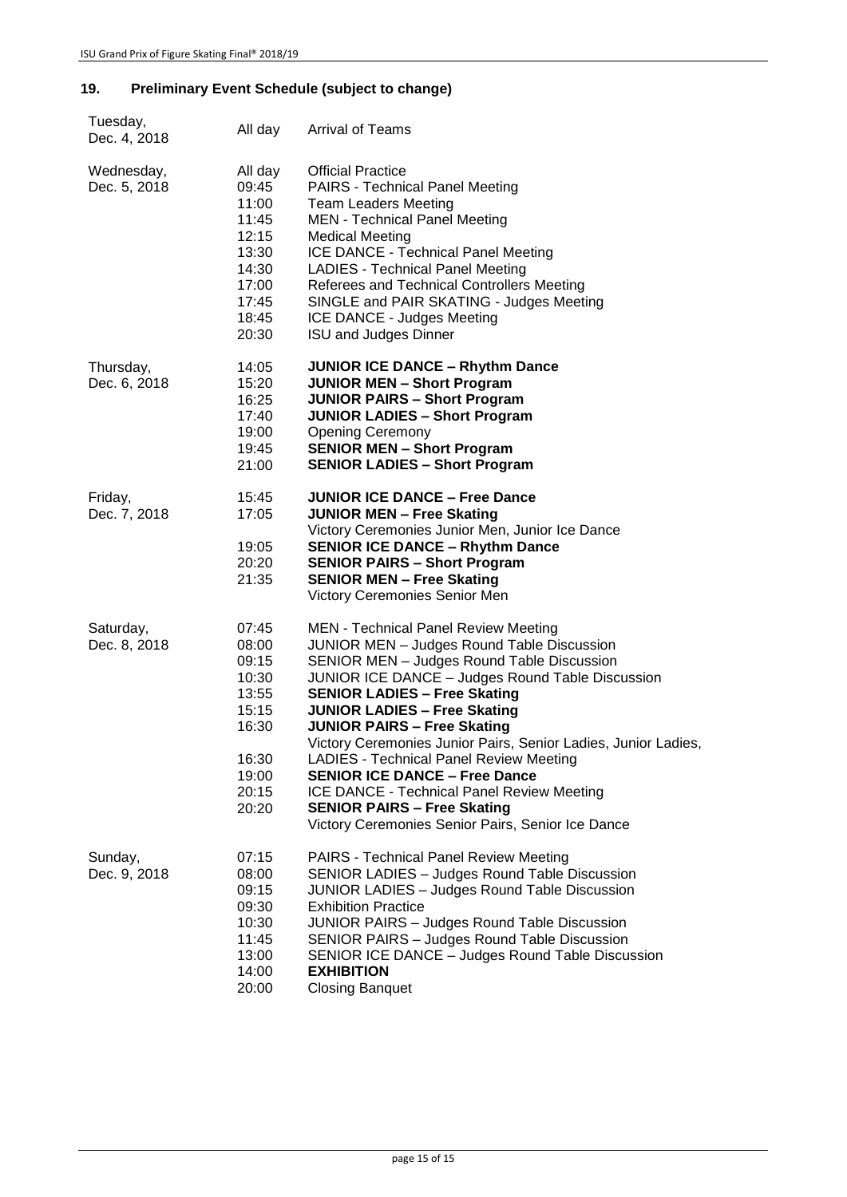## 19. Preliminary Event Schedule (subject to change)

| | | |
|---|---|---|
| Tuesday, Dec. 4, 2018 | All day | Arrival of Teams |
| Wednesday, Dec. 5, 2018 | All day | Official Practice |
| | 09:45 | PAIRS - Technical Panel Meeting |
| | 11:00 | Team Leaders Meeting |
| | 11:45 | MEN - Technical Panel Meeting |
| | 12:15 | Medical Meeting |
| | 13:30 | ICE DANCE - Technical Panel Meeting |
| | 14:30 | LADIES - Technical Panel Meeting |
| | 17:00 | Referees and Technical Controllers Meeting |
| | 17:45 | SINGLE and PAIR SKATING - Judges Meeting |
| | 18:45 | ICE DANCE - Judges Meeting |
| | 20:30 | ISU and Judges Dinner |
| Thursday, Dec. 6, 2018 | 14:05 | **JUNIOR ICE DANCE – Rhythm Dance** |
| | 15:20 | **JUNIOR MEN – Short Program** |
| | 16:25 | **JUNIOR PAIRS – Short Program** |
| | 17:40 | **JUNIOR LADIES – Short Program** |
| | 19:00 | Opening Ceremony |
| | 19:45 | **SENIOR MEN – Short Program** |
| | 21:00 | **SENIOR LADIES – Short Program** |
| Friday, Dec. 7, 2018 | 15:45 | **JUNIOR ICE DANCE – Free Dance** |
| | 17:05 | **JUNIOR MEN – Free Skating** |
| | | Victory Ceremonies Junior Men, Junior Ice Dance |
| | 19:05 | **SENIOR ICE DANCE – Rhythm Dance** |
| | 20:20 | **SENIOR PAIRS – Short Program** |
| | 21:35 | **SENIOR MEN – Free Skating** |
| | | Victory Ceremonies Senior Men |
| Saturday, Dec. 8, 2018 | 07:45 | MEN - Technical Panel Review Meeting |
| | 08:00 | JUNIOR MEN – Judges Round Table Discussion |
| | 09:15 | SENIOR MEN – Judges Round Table Discussion |
| | 10:30 | JUNIOR ICE DANCE – Judges Round Table Discussion |
| | 13:55 | **SENIOR LADIES – Free Skating** |
| | 15:15 | **JUNIOR LADIES – Free Skating** |
| | 16:30 | **JUNIOR PAIRS – Free Skating** |
| | | Victory Ceremonies Junior Pairs, Senior Ladies, Junior Ladies, |
| | 16:30 | LADIES - Technical Panel Review Meeting |
| | 19:00 | **SENIOR ICE DANCE – Free Dance** |
| | 20:15 | ICE DANCE - Technical Panel Review Meeting |
| | 20:20 | **SENIOR PAIRS – Free Skating** |
| | | Victory Ceremonies Senior Pairs, Senior Ice Dance |
| Sunday, Dec. 9, 2018 | 07:15 | PAIRS - Technical Panel Review Meeting |
| | 08:00 | SENIOR LADIES – Judges Round Table Discussion |
| | 09:15 | JUNIOR LADIES – Judges Round Table Discussion |
| | 09:30 | Exhibition Practice |
| | 10:30 | JUNIOR PAIRS – Judges Round Table Discussion |
| | 11:45 | SENIOR PAIRS – Judges Round Table Discussion |
| | 13:00 | SENIOR ICE DANCE – Judges Round Table Discussion |
| | 14:00 | **EXHIBITION** |
| | 20:00 | Closing Banquet |